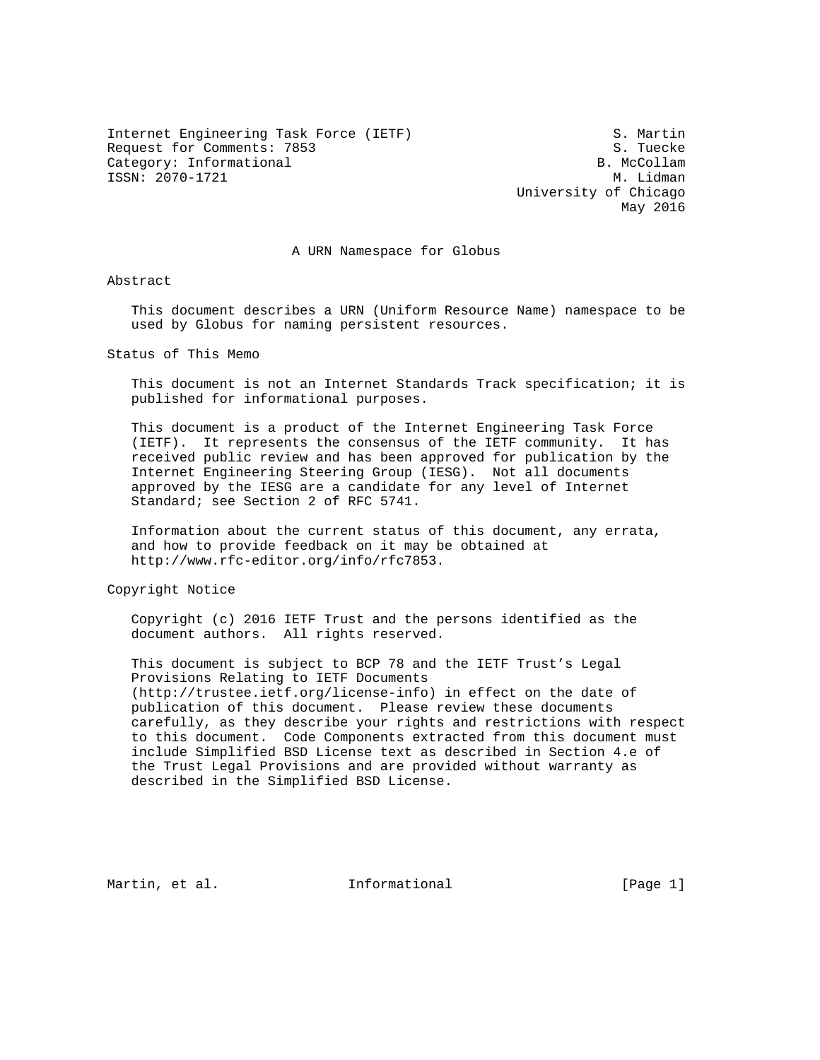Internet Engineering Task Force (IETF) — S. Martin
Request for Comments: 7853 — S. Tuecke
Category: Informational — B. McCollam
ISSN: 2070-1721 — M. Lidman

University of Chicago
May 2016

# A URN Namespace for Globus

## Abstract

This document describes a URN (Uniform Resource Name) namespace to be used by Globus for naming persistent resources.

## Status of This Memo

This document is not an Internet Standards Track specification; it is published for informational purposes.

This document is a product of the Internet Engineering Task Force (IETF). It represents the consensus of the IETF community. It has received public review and has been approved for publication by the Internet Engineering Steering Group (IESG). Not all documents approved by the IESG are a candidate for any level of Internet Standard; see Section 2 of RFC 5741.

Information about the current status of this document, any errata, and how to provide feedback on it may be obtained at http://www.rfc-editor.org/info/rfc7853.

## Copyright Notice

Copyright (c) 2016 IETF Trust and the persons identified as the document authors. All rights reserved.

This document is subject to BCP 78 and the IETF Trust's Legal Provisions Relating to IETF Documents (http://trustee.ietf.org/license-info) in effect on the date of publication of this document. Please review these documents carefully, as they describe your rights and restrictions with respect to this document. Code Components extracted from this document must include Simplified BSD License text as described in Section 4.e of the Trust Legal Provisions and are provided without warranty as described in the Simplified BSD License.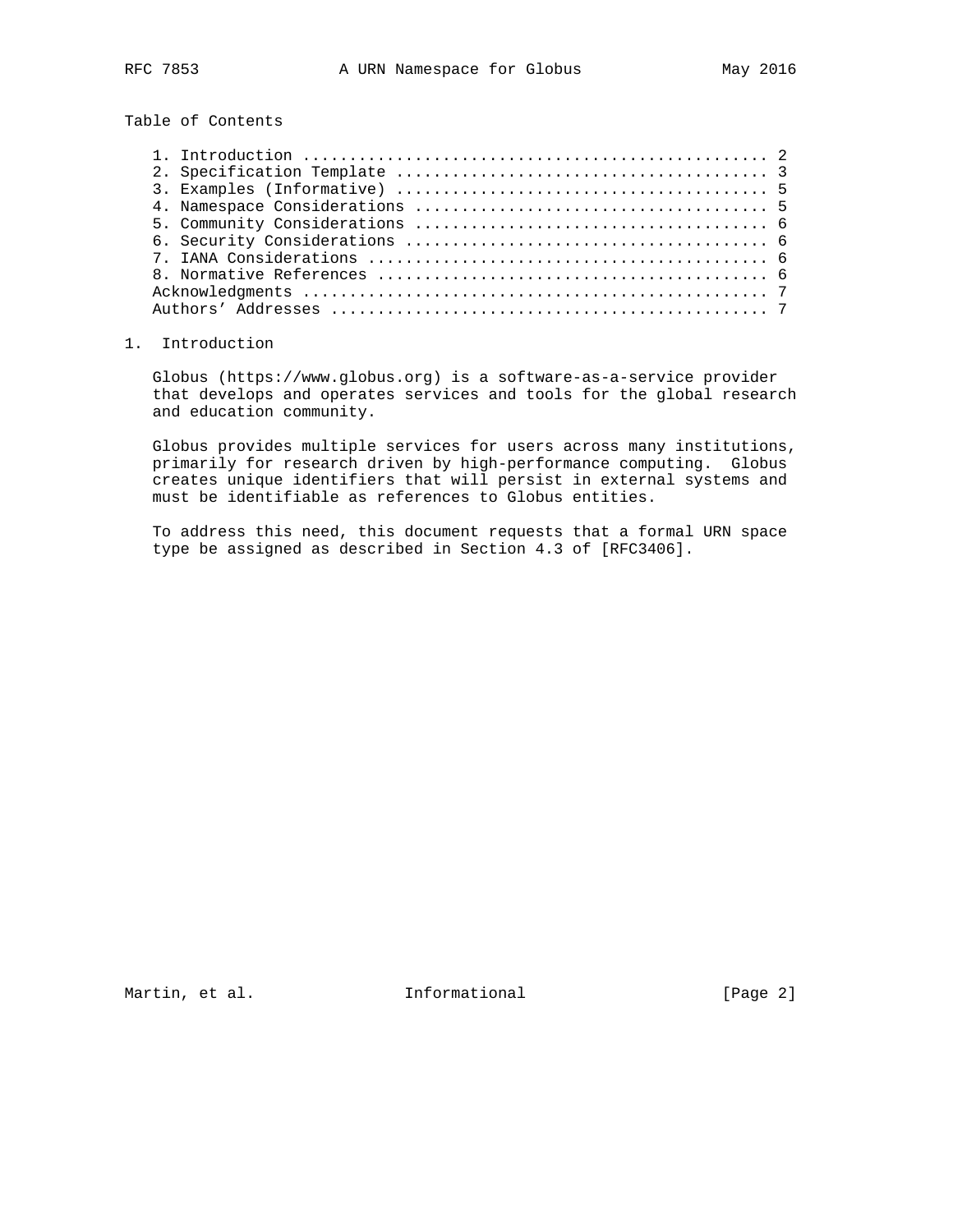Table of Contents

1. Introduction .................................................. 2
2. Specification Template ........................................ 3
3. Examples (Informative) ........................................ 5
4. Namespace Considerations ...................................... 5
5. Community Considerations ...................................... 6
6. Security Considerations ....................................... 6
7. IANA Considerations ........................................... 6
8. Normative References .......................................... 6
Acknowledgments .................................................. 7
Authors' Addresses ............................................... 7

## 1. Introduction

Globus (https://www.globus.org) is a software-as-a-service provider that develops and operates services and tools for the global research and education community.

Globus provides multiple services for users across many institutions, primarily for research driven by high-performance computing. Globus creates unique identifiers that will persist in external systems and must be identifiable as references to Globus entities.

To address this need, this document requests that a formal URN space type be assigned as described in Section 4.3 of [RFC3406].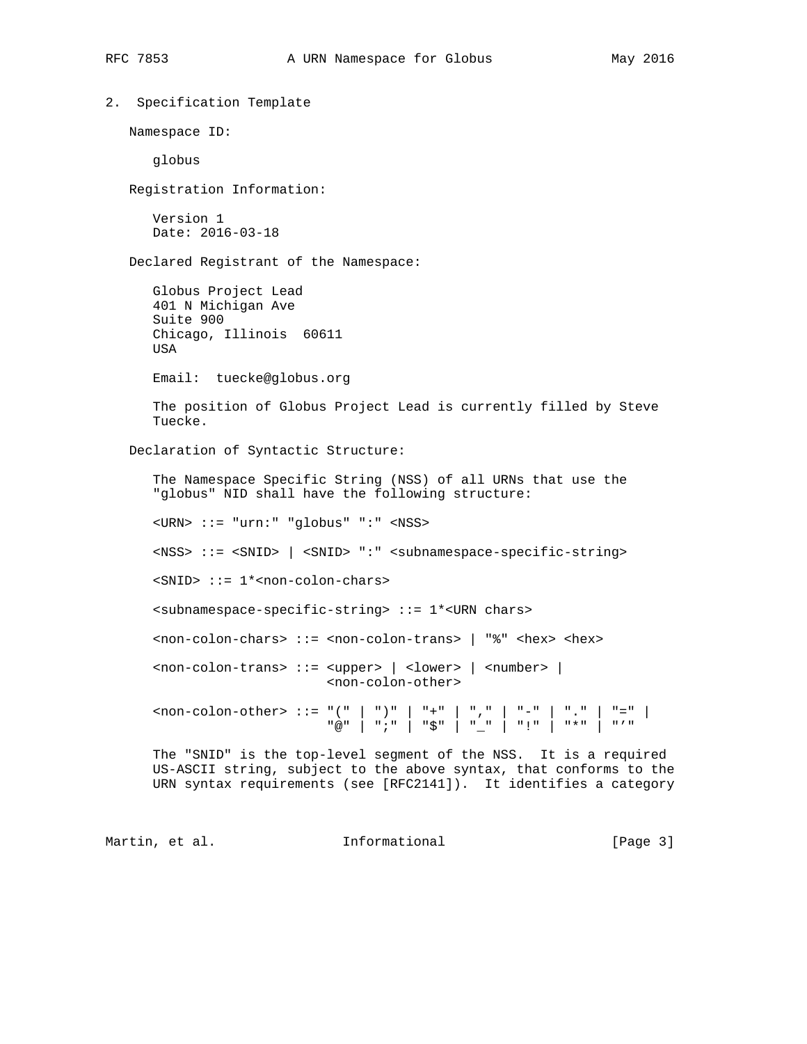## 2. Specification Template

Namespace ID:

globus

Registration Information:

Version 1
Date: 2016-03-18

Declared Registrant of the Namespace:

Globus Project Lead
401 N Michigan Ave
Suite 900
Chicago, Illinois 60611
USA

Email: tuecke@globus.org

The position of Globus Project Lead is currently filled by Steve Tuecke.

Declaration of Syntactic Structure:

The Namespace Specific String (NSS) of all URNs that use the "globus" NID shall have the following structure:

```
<URN> ::= "urn:" "globus" ":" <NSS>

<NSS> ::= <SNID> | <SNID> ":" <subnamespace-specific-string>

<SNID> ::= 1*<non-colon-chars>

<subnamespace-specific-string> ::= 1*<URN chars>

<non-colon-chars> ::= <non-colon-trans> | "%" <hex> <hex>

<non-colon-trans> ::= <upper> | <lower> | <number> |
                      <non-colon-other>

<non-colon-other> ::= "(" | ")" | "+" | "," | "-" | "." | "=" |
                      "@" | ";" | "$" | "_" | "!" | "*" | "'"
```

The "SNID" is the top-level segment of the NSS. It is a required US-ASCII string, subject to the above syntax, that conforms to the URN syntax requirements (see [RFC2141]). It identifies a category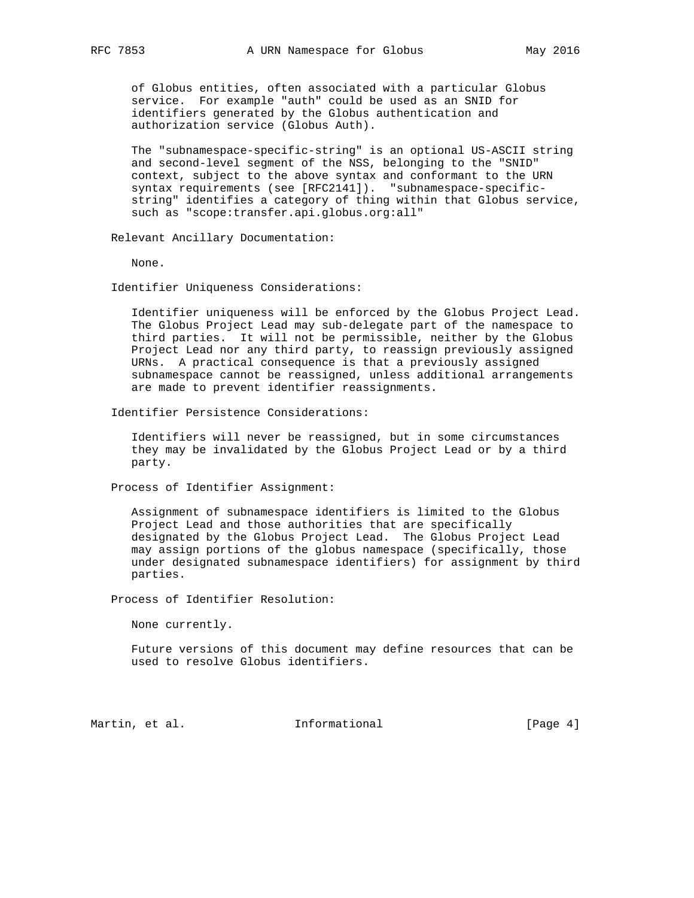of Globus entities, often associated with a particular Globus service. For example "auth" could be used as an SNID for identifiers generated by the Globus authentication and authorization service (Globus Auth).

The "subnamespace-specific-string" is an optional US-ASCII string and second-level segment of the NSS, belonging to the "SNID" context, subject to the above syntax and conformant to the URN syntax requirements (see [RFC2141]). "subnamespace-specific-string" identifies a category of thing within that Globus service, such as "scope:transfer.api.globus.org:all"

Relevant Ancillary Documentation:

None.

Identifier Uniqueness Considerations:

Identifier uniqueness will be enforced by the Globus Project Lead. The Globus Project Lead may sub-delegate part of the namespace to third parties. It will not be permissible, neither by the Globus Project Lead nor any third party, to reassign previously assigned URNs. A practical consequence is that a previously assigned subnamespace cannot be reassigned, unless additional arrangements are made to prevent identifier reassignments.

Identifier Persistence Considerations:

Identifiers will never be reassigned, but in some circumstances they may be invalidated by the Globus Project Lead or by a third party.

Process of Identifier Assignment:

Assignment of subnamespace identifiers is limited to the Globus Project Lead and those authorities that are specifically designated by the Globus Project Lead. The Globus Project Lead may assign portions of the globus namespace (specifically, those under designated subnamespace identifiers) for assignment by third parties.

Process of Identifier Resolution:

None currently.

Future versions of this document may define resources that can be used to resolve Globus identifiers.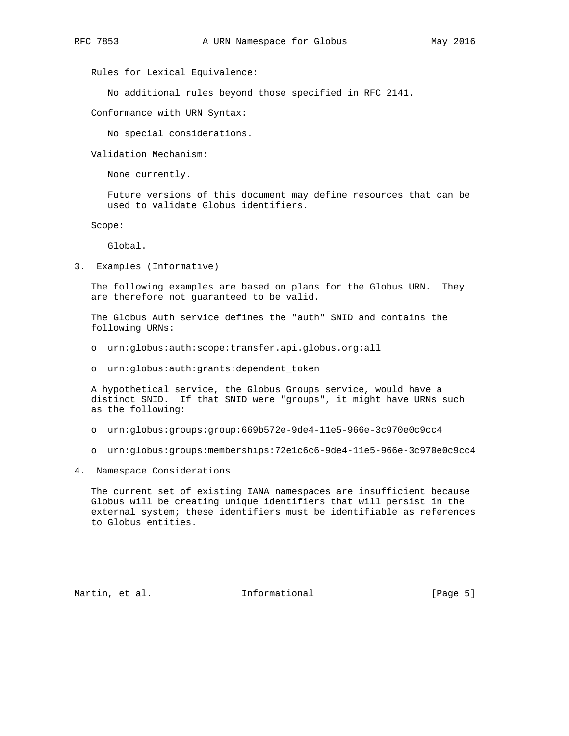Rules for Lexical Equivalence:

No additional rules beyond those specified in RFC 2141.

Conformance with URN Syntax:

No special considerations.

Validation Mechanism:

None currently.

Future versions of this document may define resources that can be used to validate Globus identifiers.

Scope:

Global.

## 3. Examples (Informative)

The following examples are based on plans for the Globus URN. They are therefore not guaranteed to be valid.

The Globus Auth service defines the "auth" SNID and contains the following URNs:

- urn:globus:auth:scope:transfer.api.globus.org:all
- urn:globus:auth:grants:dependent_token

A hypothetical service, the Globus Groups service, would have a distinct SNID. If that SNID were "groups", it might have URNs such as the following:

- urn:globus:groups:group:669b572e-9de4-11e5-966e-3c970e0c9cc4
- urn:globus:groups:memberships:72e1c6c6-9de4-11e5-966e-3c970e0c9cc4

## 4. Namespace Considerations

The current set of existing IANA namespaces are insufficient because Globus will be creating unique identifiers that will persist in the external system; these identifiers must be identifiable as references to Globus entities.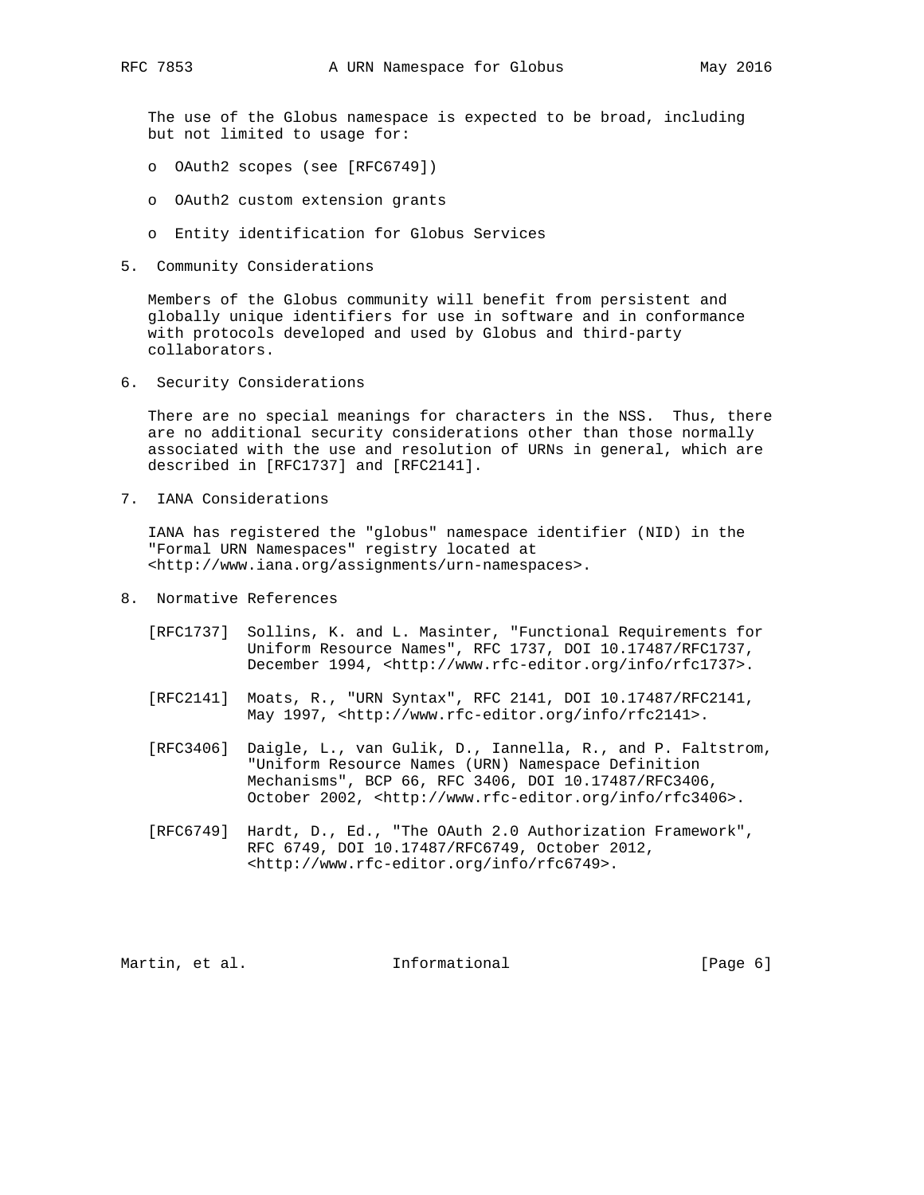The use of the Globus namespace is expected to be broad, including but not limited to usage for:

- OAuth2 scopes (see [RFC6749])
- OAuth2 custom extension grants
- Entity identification for Globus Services

## 5. Community Considerations

Members of the Globus community will benefit from persistent and globally unique identifiers for use in software and in conformance with protocols developed and used by Globus and third-party collaborators.

## 6. Security Considerations

There are no special meanings for characters in the NSS. Thus, there are no additional security considerations other than those normally associated with the use and resolution of URNs in general, which are described in [RFC1737] and [RFC2141].

## 7. IANA Considerations

IANA has registered the "globus" namespace identifier (NID) in the "Formal URN Namespaces" registry located at <http://www.iana.org/assignments/urn-namespaces>.

## 8. Normative References

[RFC1737] Sollins, K. and L. Masinter, "Functional Requirements for Uniform Resource Names", RFC 1737, DOI 10.17487/RFC1737, December 1994, <http://www.rfc-editor.org/info/rfc1737>.

[RFC2141] Moats, R., "URN Syntax", RFC 2141, DOI 10.17487/RFC2141, May 1997, <http://www.rfc-editor.org/info/rfc2141>.

[RFC3406] Daigle, L., van Gulik, D., Iannella, R., and P. Faltstrom, "Uniform Resource Names (URN) Namespace Definition Mechanisms", BCP 66, RFC 3406, DOI 10.17487/RFC3406, October 2002, <http://www.rfc-editor.org/info/rfc3406>.

[RFC6749] Hardt, D., Ed., "The OAuth 2.0 Authorization Framework", RFC 6749, DOI 10.17487/RFC6749, October 2012, <http://www.rfc-editor.org/info/rfc6749>.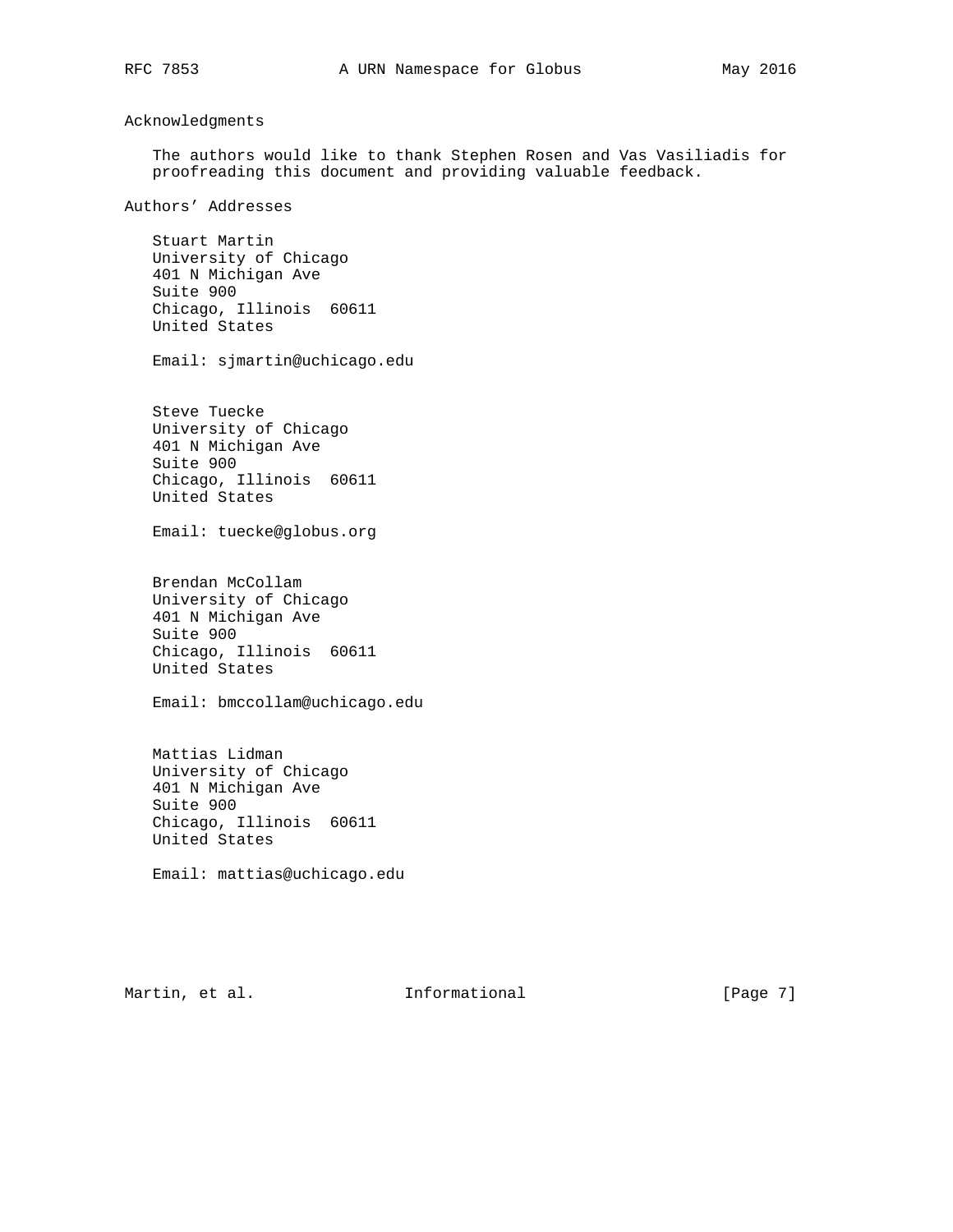## Acknowledgments

The authors would like to thank Stephen Rosen and Vas Vasiliadis for proofreading this document and providing valuable feedback.

## Authors' Addresses

Stuart Martin
University of Chicago
401 N Michigan Ave
Suite 900
Chicago, Illinois 60611
United States

Email: sjmartin@uchicago.edu

Steve Tuecke
University of Chicago
401 N Michigan Ave
Suite 900
Chicago, Illinois 60611
United States

Email: tuecke@globus.org

Brendan McCollam
University of Chicago
401 N Michigan Ave
Suite 900
Chicago, Illinois 60611
United States

Email: bmccollam@uchicago.edu

Mattias Lidman
University of Chicago
401 N Michigan Ave
Suite 900
Chicago, Illinois 60611
United States

Email: mattias@uchicago.edu